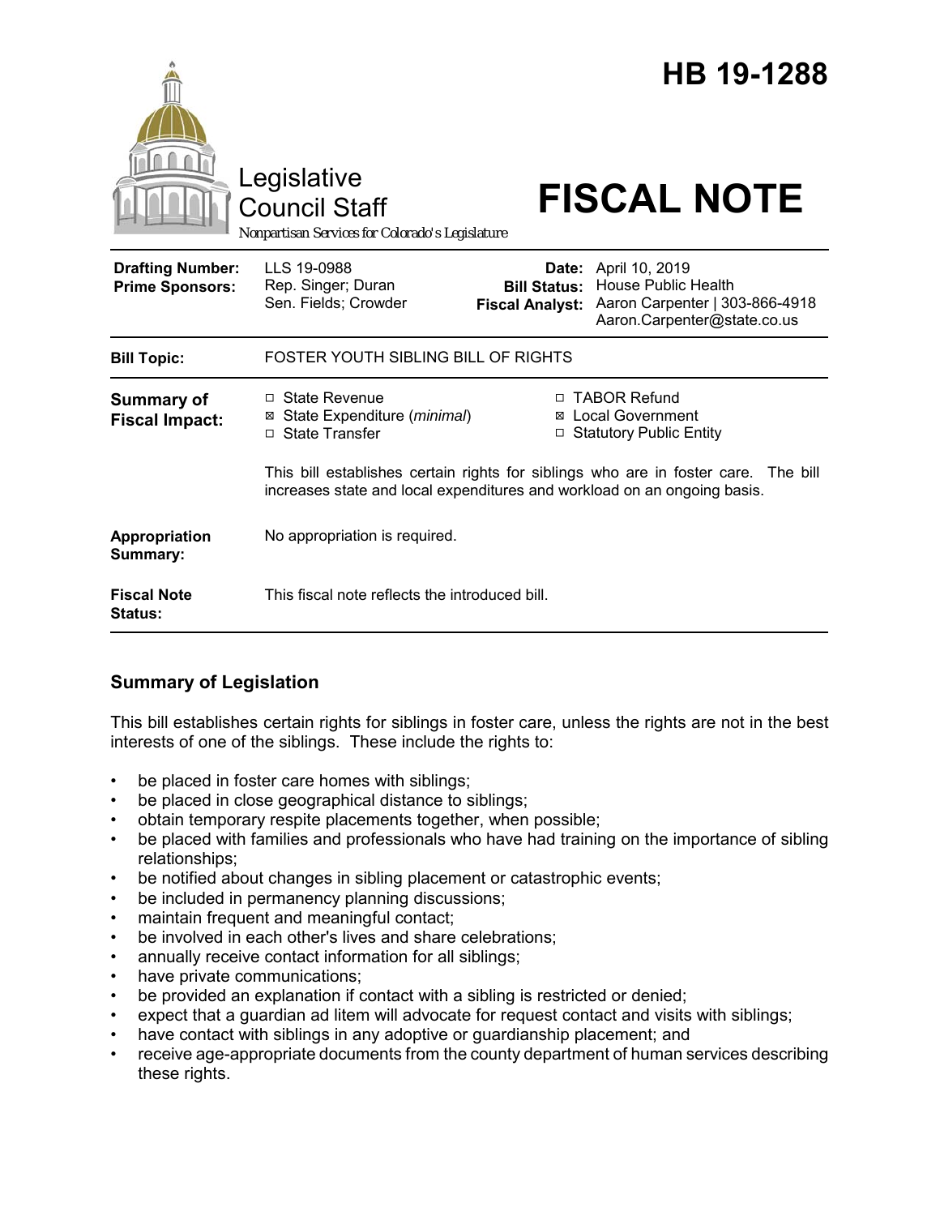# HB 19-1288

Legislative Council Staff

*Nonpartisan Services for Colorado's Legislature*

# FISCAL NOTE

| | | | |
|---|---|---|---|
| **Drafting Number:** | LLS 19-0988 | **Date:** | April 10, 2019 |
| **Prime Sponsors:** | Rep. Singer; Duran<br>Sen. Fields; Crowder | **Bill Status:** | House Public Health |
| | | **Fiscal Analyst:** | Aaron Carpenter \| 303-866-4918<br>Aaron.Carpenter@state.co.us |

| | |
|---|---|
| **Bill Topic:** | FOSTER YOUTH SIBLING BILL OF RIGHTS |
| **Summary of Fiscal Impact:** | ☐ State Revenue<br>☒ State Expenditure (*minimal*)<br>☐ State Transfer<br>☐ TABOR Refund<br>☒ Local Government<br>☐ Statutory Public Entity<br><br>This bill establishes certain rights for siblings who are in foster care. The bill increases state and local expenditures and workload on an ongoing basis. |
| **Appropriation Summary:** | No appropriation is required. |
| **Fiscal Note Status:** | This fiscal note reflects the introduced bill. |

## Summary of Legislation

This bill establishes certain rights for siblings in foster care, unless the rights are not in the best interests of one of the siblings. These include the rights to:

- be placed in foster care homes with siblings;
- be placed in close geographical distance to siblings;
- obtain temporary respite placements together, when possible;
- be placed with families and professionals who have had training on the importance of sibling relationships;
- be notified about changes in sibling placement or catastrophic events;
- be included in permanency planning discussions;
- maintain frequent and meaningful contact;
- be involved in each other's lives and share celebrations;
- annually receive contact information for all siblings;
- have private communications;
- be provided an explanation if contact with a sibling is restricted or denied;
- expect that a guardian ad litem will advocate for request contact and visits with siblings;
- have contact with siblings in any adoptive or guardianship placement; and
- receive age-appropriate documents from the county department of human services describing these rights.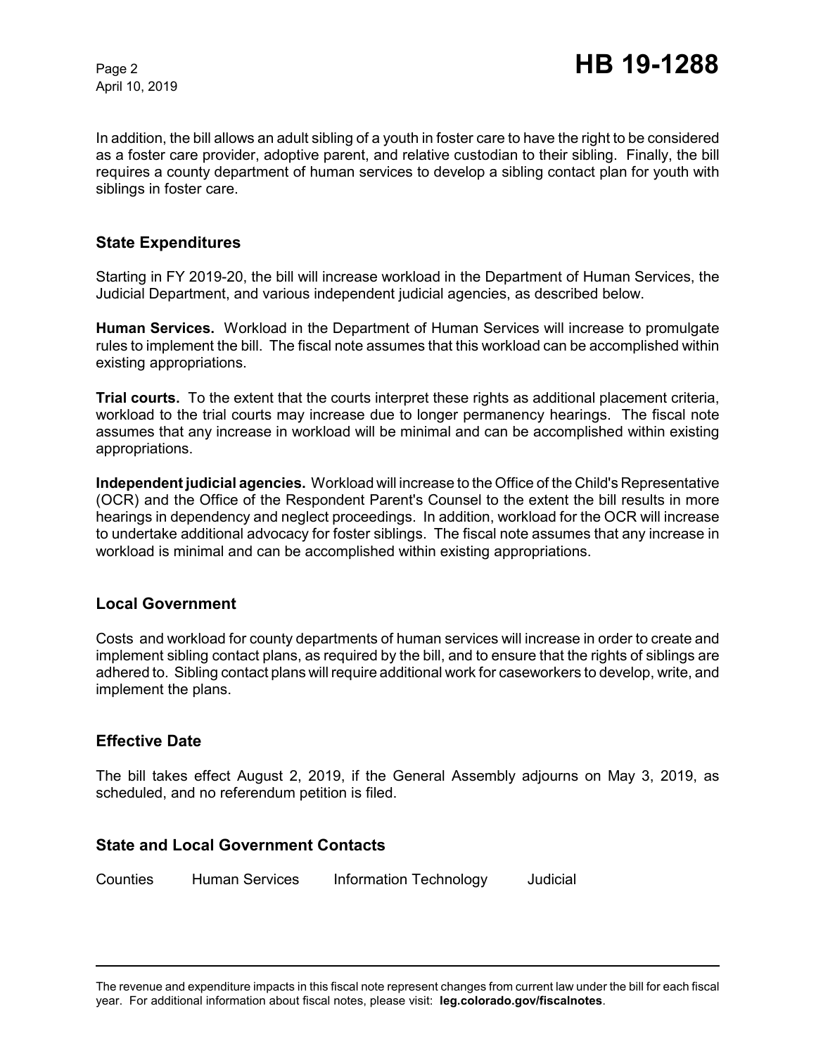In addition, the bill allows an adult sibling of a youth in foster care to have the right to be considered as a foster care provider, adoptive parent, and relative custodian to their sibling. Finally, the bill requires a county department of human services to develop a sibling contact plan for youth with siblings in foster care.

## State Expenditures

Starting in FY 2019-20, the bill will increase workload in the Department of Human Services, the Judicial Department, and various independent judicial agencies, as described below.

**Human Services.** Workload in the Department of Human Services will increase to promulgate rules to implement the bill. The fiscal note assumes that this workload can be accomplished within existing appropriations.

**Trial courts.** To the extent that the courts interpret these rights as additional placement criteria, workload to the trial courts may increase due to longer permanency hearings. The fiscal note assumes that any increase in workload will be minimal and can be accomplished within existing appropriations.

**Independent judicial agencies.** Workload will increase to the Office of the Child's Representative (OCR) and the Office of the Respondent Parent's Counsel to the extent the bill results in more hearings in dependency and neglect proceedings. In addition, workload for the OCR will increase to undertake additional advocacy for foster siblings. The fiscal note assumes that any increase in workload is minimal and can be accomplished within existing appropriations.

## Local Government

Costs and workload for county departments of human services will increase in order to create and implement sibling contact plans, as required by the bill, and to ensure that the rights of siblings are adhered to. Sibling contact plans will require additional work for caseworkers to develop, write, and implement the plans.

## Effective Date

The bill takes effect August 2, 2019, if the General Assembly adjourns on May 3, 2019, as scheduled, and no referendum petition is filed.

## State and Local Government Contacts

Counties    Human Services    Information Technology    Judicial

The revenue and expenditure impacts in this fiscal note represent changes from current law under the bill for each fiscal year. For additional information about fiscal notes, please visit: **leg.colorado.gov/fiscalnotes**.